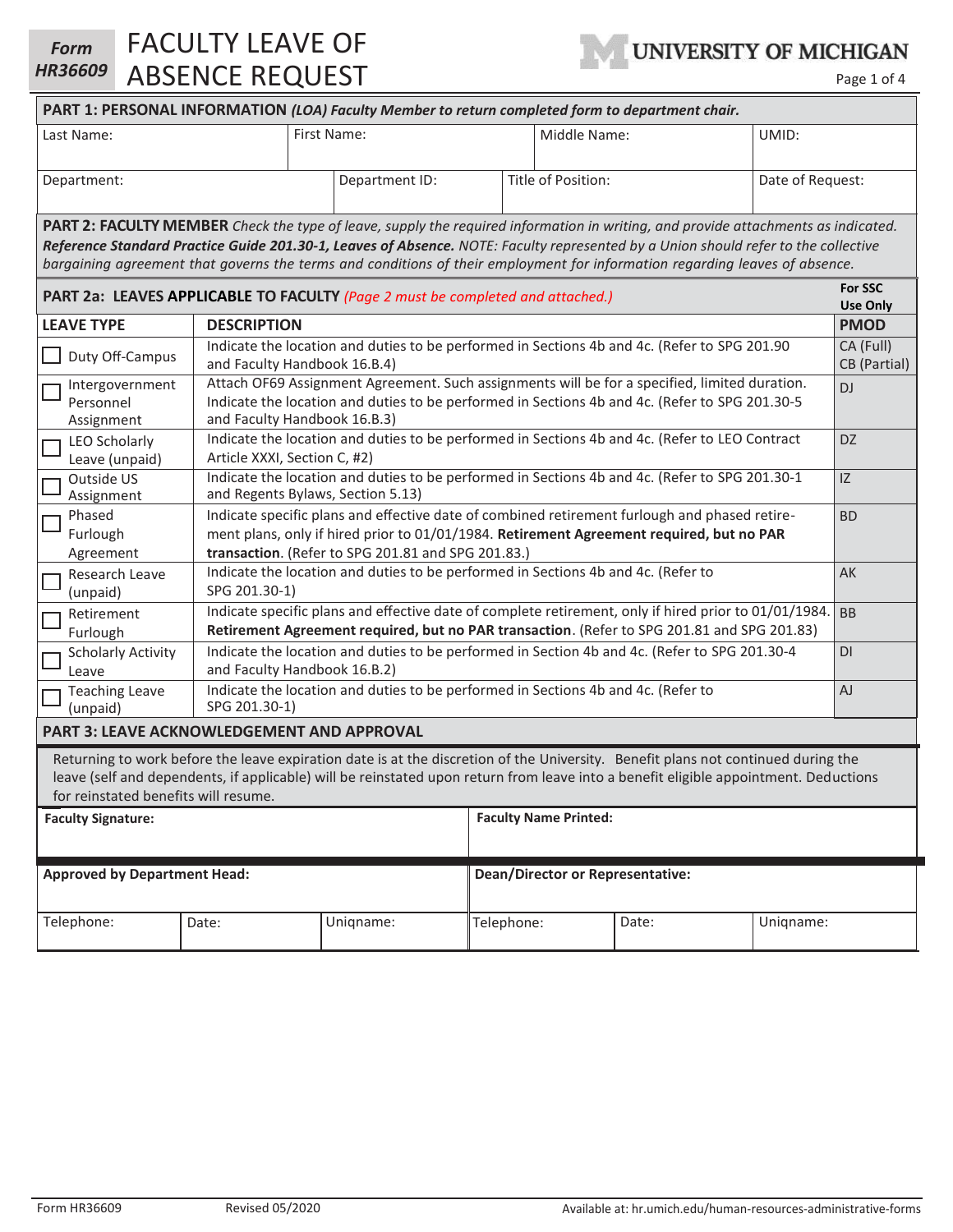**Form HR36609**

# FACULTY LEAVE OF ABSENCE REQUEST

**UNIVERSITY OF MICHIGAN**

## PART 1: PERSONAL INFORMATION *(LOA) Faculty Member to return completed form to department chair.*

| Last Name: | First Name: | Middle Name: | UMID: |
|---|---|---|---|
| | | | |

| Department: | Department ID: | Title of Position: | Date of Request: |
|---|---|---|---|
| | | | |

**PART 2: FACULTY MEMBER** *Check the type of leave, supply the required information in writing, and provide attachments as indicated.* ***Reference Standard Practice Guide 201.30-1, Leaves of Absence.*** *NOTE: Faculty represented by a Union should refer to the collective bargaining agreement that governs the terms and conditions of their employment for information regarding leaves of absence.*

## PART 2a: LEAVES APPLICABLE TO FACULTY *(Page 2 must be completed and attached.)*

| LEAVE TYPE | DESCRIPTION | For SSC Use Only PMOD |
|---|---|---|
| ☐ Duty Off-Campus | Indicate the location and duties to be performed in Sections 4b and 4c. (Refer to SPG 201.90 and Faculty Handbook 16.B.4) | CA (Full) CB (Partial) |
| ☐ Intergovernment Personnel Assignment | Attach OF69 Assignment Agreement. Such assignments will be for a specified, limited duration. Indicate the location and duties to be performed in Sections 4b and 4c. (Refer to SPG 201.30-5 and Faculty Handbook 16.B.3) | DJ |
| ☐ LEO Scholarly Leave (unpaid) | Indicate the location and duties to be performed in Sections 4b and 4c. (Refer to LEO Contract Article XXXI, Section C, #2) | DZ |
| ☐ Outside US Assignment | Indicate the location and duties to be performed in Sections 4b and 4c. (Refer to SPG 201.30-1 and Regents Bylaws, Section 5.13) | IZ |
| ☐ Phased Furlough Agreement | Indicate specific plans and effective date of combined retirement furlough and phased retirement plans, only if hired prior to 01/01/1984. **Retirement Agreement required, but no PAR transaction**. (Refer to SPG 201.81 and SPG 201.83.) | BD |
| ☐ Research Leave (unpaid) | Indicate the location and duties to be performed in Sections 4b and 4c. (Refer to SPG 201.30-1) | AK |
| ☐ Retirement Furlough | Indicate specific plans and effective date of complete retirement, only if hired prior to 01/01/1984. **Retirement Agreement required, but no PAR transaction**. (Refer to SPG 201.81 and SPG 201.83) | BB |
| ☐ Scholarly Activity Leave | Indicate the location and duties to be performed in Section 4b and 4c. (Refer to SPG 201.30-4 and Faculty Handbook 16.B.2) | DI |
| ☐ Teaching Leave (unpaid) | Indicate the location and duties to be performed in Sections 4b and 4c. (Refer to SPG 201.30-1) | AJ |

## PART 3: LEAVE ACKNOWLEDGEMENT AND APPROVAL

Returning to work before the leave expiration date is at the discretion of the University. Benefit plans not continued during the leave (self and dependents, if applicable) will be reinstated upon return from leave into a benefit eligible appointment. Deductions for reinstated benefits will resume.

| **Faculty Signature:** | **Faculty Name Printed:** |
|---|---|
| | |

| **Approved by Department Head:** | | | **Dean/Director or Representative:** | | |
|---|---|---|---|---|---|
| Telephone: | Date: | Uniqname: | Telephone: | Date: | Uniqname: |

Form HR36609 Revised 05/2020 Available at: hr.umich.edu/human-resources-administrative-forms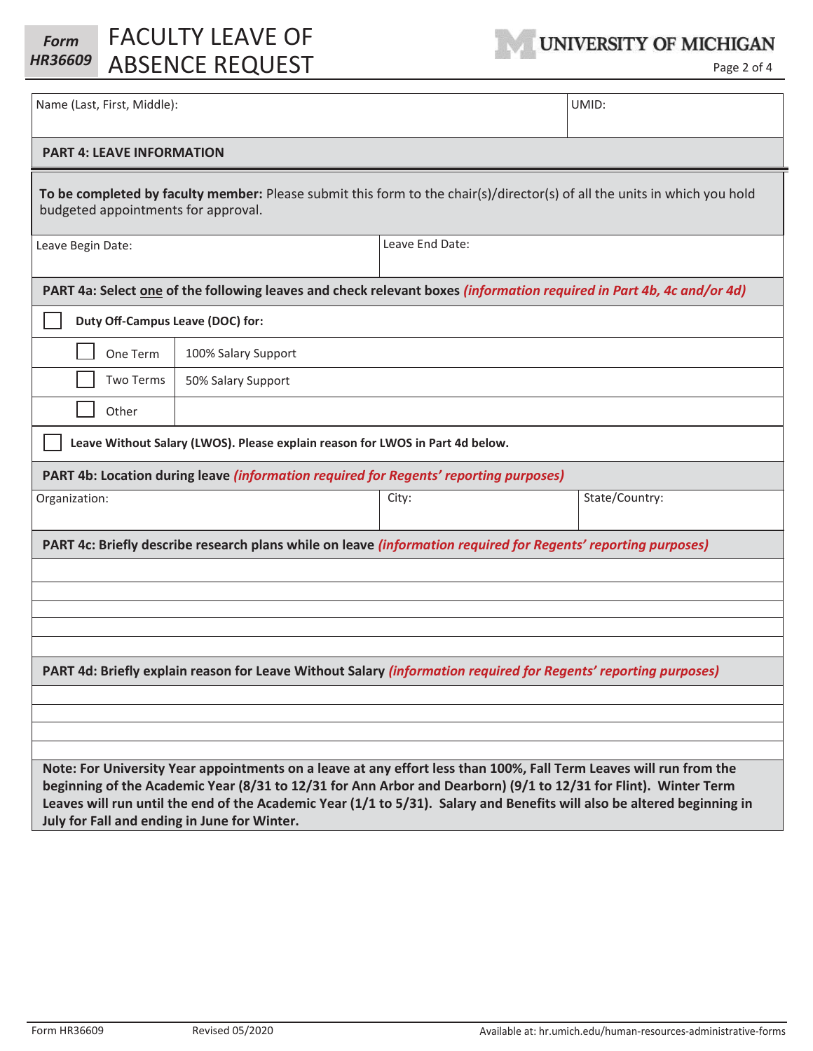# FACULTY LEAVE OF ABSENCE REQUEST

Form HR36609

UNIVERSITY OF MICHIGAN

| Name (Last, First, Middle): | UMID: |
|---|---|
| | |

## PART 4: LEAVE INFORMATION

**To be completed by faculty member:** Please submit this form to the chair(s)/director(s) of all the units in which you hold budgeted appointments for approval.

| Leave Begin Date: | Leave End Date: |
|---|---|
| | |

### PART 4a: Select one of the following leaves and check relevant boxes *(information required in Part 4b, 4c and/or 4d)*

☐ **Duty Off-Campus Leave (DOC) for:**

| | |
|---|---|
| ☐ One Term | 100% Salary Support |
| ☐ Two Terms | 50% Salary Support |
| ☐ Other | |

☐ **Leave Without Salary (LWOS). Please explain reason for LWOS in Part 4d below.**

### PART 4b: Location during leave *(information required for Regents' reporting purposes)*

| Organization: | City: | State/Country: |
|---|---|---|
| | | |

### PART 4c: Briefly describe research plans while on leave *(information required for Regents' reporting purposes)*

### PART 4d: Briefly explain reason for Leave Without Salary *(information required for Regents' reporting purposes)*

**Note: For University Year appointments on a leave at any effort less than 100%, Fall Term Leaves will run from the beginning of the Academic Year (8/31 to 12/31 for Ann Arbor and Dearborn) (9/1 to 12/31 for Flint). Winter Term Leaves will run until the end of the Academic Year (1/1 to 5/31). Salary and Benefits will also be altered beginning in July for Fall and ending in June for Winter.**

Form HR36609 Revised 05/2020 Available at: hr.umich.edu/human-resources-administrative-forms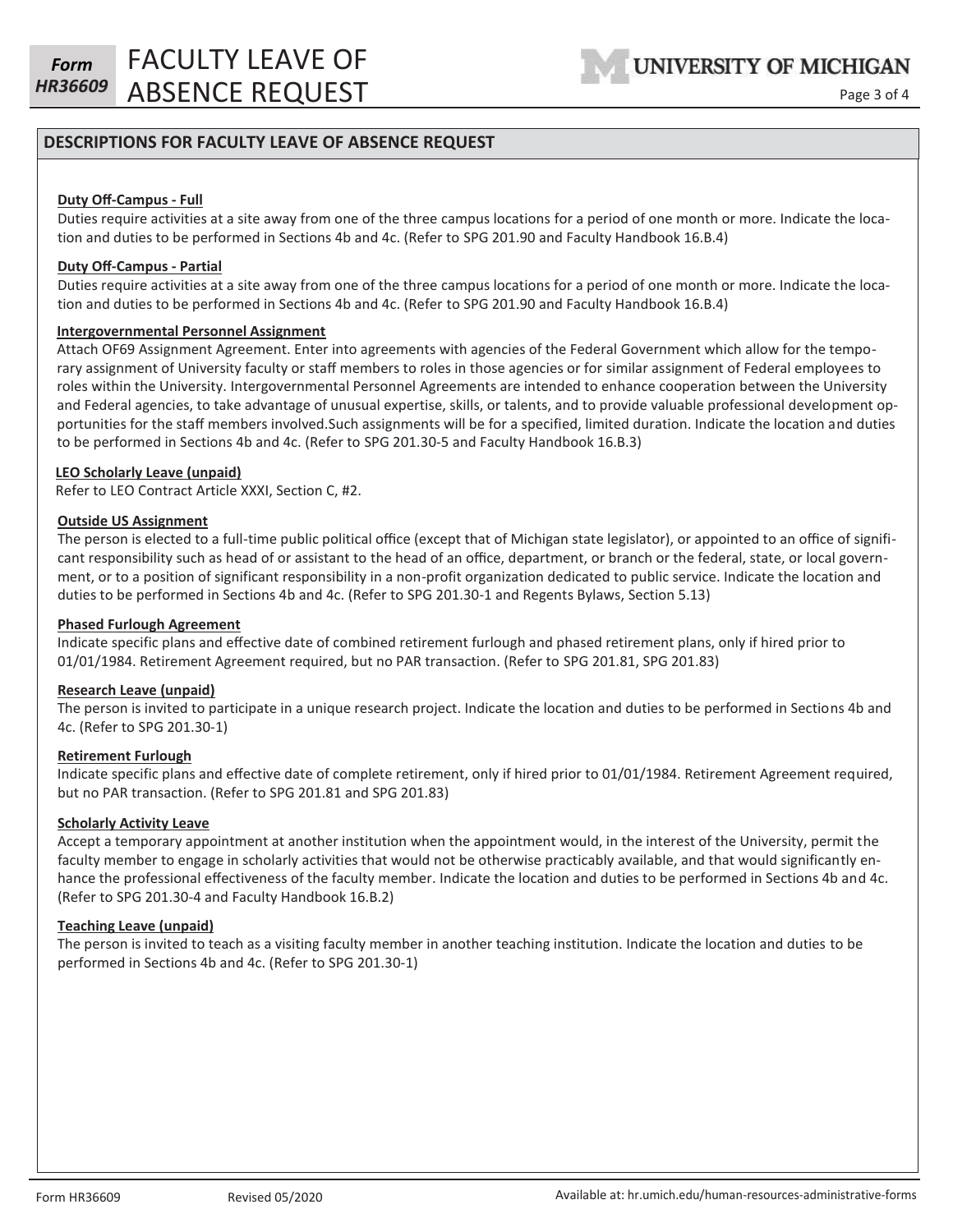## DESCRIPTIONS FOR FACULTY LEAVE OF ABSENCE REQUEST

**Duty Off-Campus - Full**

Duties require activities at a site away from one of the three campus locations for a period of one month or more. Indicate the location and duties to be performed in Sections 4b and 4c. (Refer to SPG 201.90 and Faculty Handbook 16.B.4)

**Duty Off-Campus - Partial**

Duties require activities at a site away from one of the three campus locations for a period of one month or more. Indicate the location and duties to be performed in Sections 4b and 4c. (Refer to SPG 201.90 and Faculty Handbook 16.B.4)

**Intergovernmental Personnel Assignment**

Attach OF69 Assignment Agreement. Enter into agreements with agencies of the Federal Government which allow for the temporary assignment of University faculty or staff members to roles in those agencies or for similar assignment of Federal employees to roles within the University. Intergovernmental Personnel Agreements are intended to enhance cooperation between the University and Federal agencies, to take advantage of unusual expertise, skills, or talents, and to provide valuable professional development opportunities for the staff members involved.Such assignments will be for a specified, limited duration. Indicate the location and duties to be performed in Sections 4b and 4c. (Refer to SPG 201.30-5 and Faculty Handbook 16.B.3)

**LEO Scholarly Leave (unpaid)**

Refer to LEO Contract Article XXXI, Section C, #2.

**Outside US Assignment**

The person is elected to a full-time public political office (except that of Michigan state legislator), or appointed to an office of significant responsibility such as head of or assistant to the head of an office, department, or branch or the federal, state, or local government, or to a position of significant responsibility in a non-profit organization dedicated to public service. Indicate the location and duties to be performed in Sections 4b and 4c. (Refer to SPG 201.30-1 and Regents Bylaws, Section 5.13)

**Phased Furlough Agreement**

Indicate specific plans and effective date of combined retirement furlough and phased retirement plans, only if hired prior to 01/01/1984. Retirement Agreement required, but no PAR transaction. (Refer to SPG 201.81, SPG 201.83)

**Research Leave (unpaid)**

The person is invited to participate in a unique research project. Indicate the location and duties to be performed in Sections 4b and 4c. (Refer to SPG 201.30-1)

**Retirement Furlough**

Indicate specific plans and effective date of complete retirement, only if hired prior to 01/01/1984. Retirement Agreement required, but no PAR transaction. (Refer to SPG 201.81 and SPG 201.83)

**Scholarly Activity Leave**

Accept a temporary appointment at another institution when the appointment would, in the interest of the University, permit the faculty member to engage in scholarly activities that would not be otherwise practicably available, and that would significantly enhance the professional effectiveness of the faculty member. Indicate the location and duties to be performed in Sections 4b and 4c. (Refer to SPG 201.30-4 and Faculty Handbook 16.B.2)

**Teaching Leave (unpaid)**

The person is invited to teach as a visiting faculty member in another teaching institution. Indicate the location and duties to be performed in Sections 4b and 4c. (Refer to SPG 201.30-1)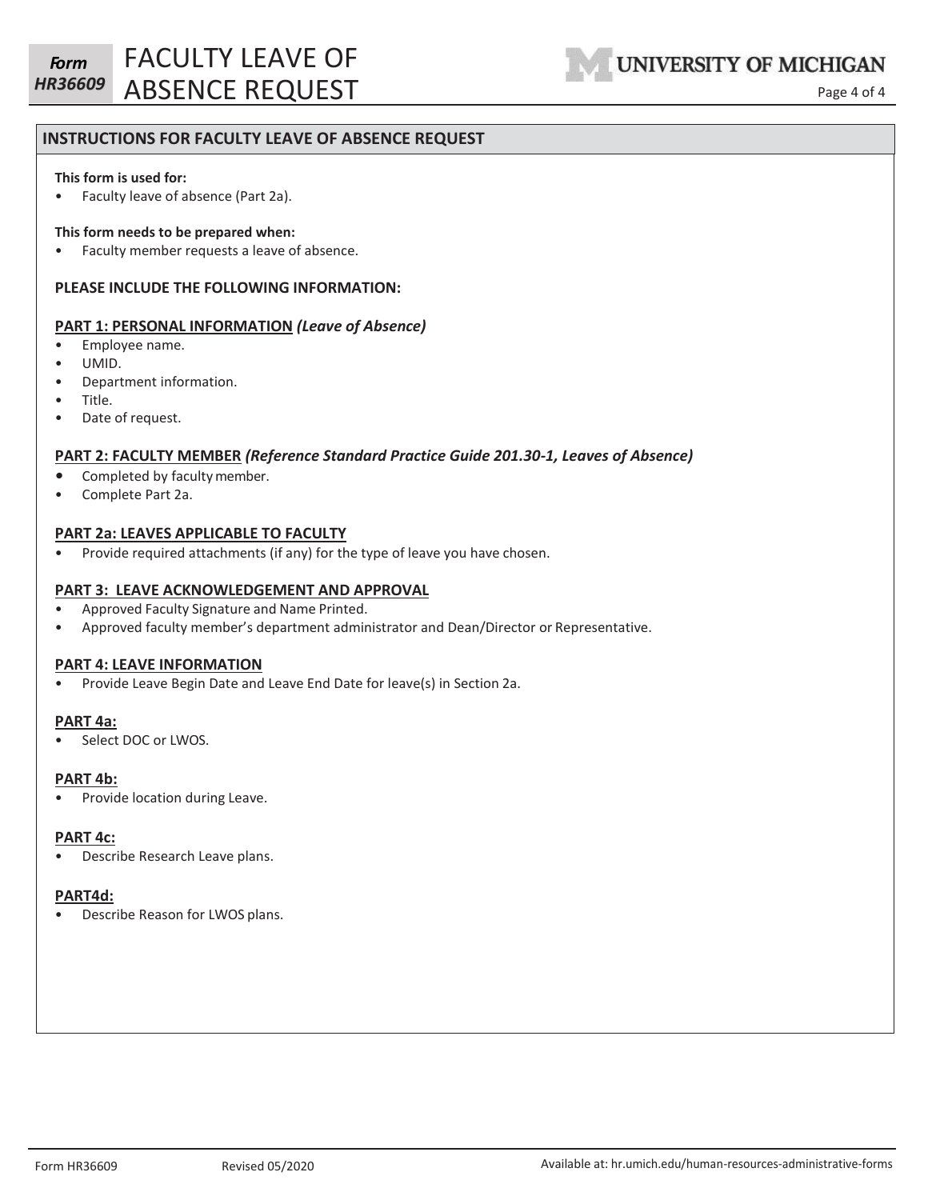## INSTRUCTIONS FOR FACULTY LEAVE OF ABSENCE REQUEST

**This form is used for:**

- Faculty leave of absence (Part 2a).

**This form needs to be prepared when:**

- Faculty member requests a leave of absence.

**PLEASE INCLUDE THE FOLLOWING INFORMATION:**

### PART 1: PERSONAL INFORMATION *(Leave of Absence)*

- Employee name.
- UMID.
- Department information.
- Title.
- Date of request.

### PART 2: FACULTY MEMBER *(Reference Standard Practice Guide 201.30-1, Leaves of Absence)*

- Completed by faculty member.
- Complete Part 2a.

### PART 2a: LEAVES APPLICABLE TO FACULTY

- Provide required attachments (if any) for the type of leave you have chosen.

### PART 3: LEAVE ACKNOWLEDGEMENT AND APPROVAL

- Approved Faculty Signature and Name Printed.
- Approved faculty member's department administrator and Dean/Director or Representative.

### PART 4: LEAVE INFORMATION

- Provide Leave Begin Date and Leave End Date for leave(s) in Section 2a.

### PART 4a:

- Select DOC or LWOS.

### PART 4b:

- Provide location during Leave.

### PART 4c:

- Describe Research Leave plans.

### PART4d:

- Describe Reason for LWOS plans.